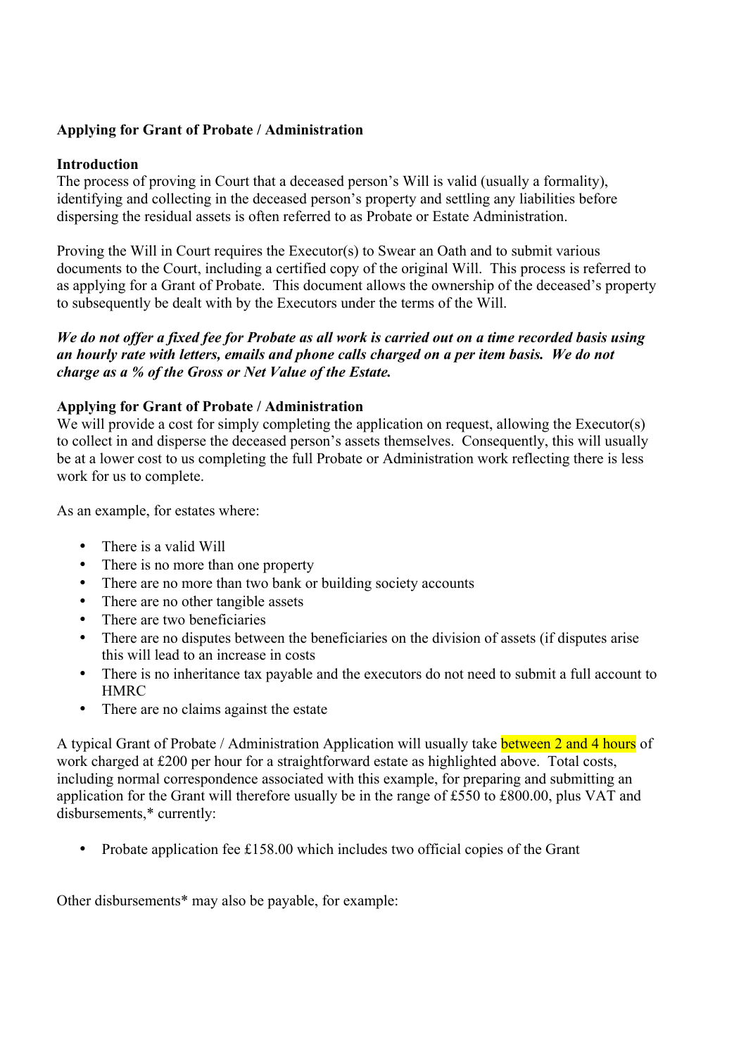**Applying for Grant of Probate / Administration**

**Introduction**

The process of proving in Court that a deceased person's Will is valid (usually a formality), identifying and collecting in the deceased person's property and settling any liabilities before dispersing the residual assets is often referred to as Probate or Estate Administration.

Proving the Will in Court requires the Executor(s) to Swear an Oath and to submit various documents to the Court, including a certified copy of the original Will. This process is referred to as applying for a Grant of Probate. This document allows the ownership of the deceased's property to subsequently be dealt with by the Executors under the terms of the Will.

***We do not offer a fixed fee for Probate as all work is carried out on a time recorded basis using an hourly rate with letters, emails and phone calls charged on a per item basis. We do not charge as a % of the Gross or Net Value of the Estate.***

**Applying for Grant of Probate / Administration**

We will provide a cost for simply completing the application on request, allowing the Executor(s) to collect in and disperse the deceased person's assets themselves. Consequently, this will usually be at a lower cost to us completing the full Probate or Administration work reflecting there is less work for us to complete.

As an example, for estates where:

- There is a valid Will
- There is no more than one property
- There are no more than two bank or building society accounts
- There are no other tangible assets
- There are two beneficiaries
- There are no disputes between the beneficiaries on the division of assets (if disputes arise this will lead to an increase in costs
- There is no inheritance tax payable and the executors do not need to submit a full account to HMRC
- There are no claims against the estate

A typical Grant of Probate / Administration Application will usually take between 2 and 4 hours of work charged at £200 per hour for a straightforward estate as highlighted above. Total costs, including normal correspondence associated with this example, for preparing and submitting an application for the Grant will therefore usually be in the range of £550 to £800.00, plus VAT and disbursements,* currently:

- Probate application fee £158.00 which includes two official copies of the Grant

Other disbursements* may also be payable, for example: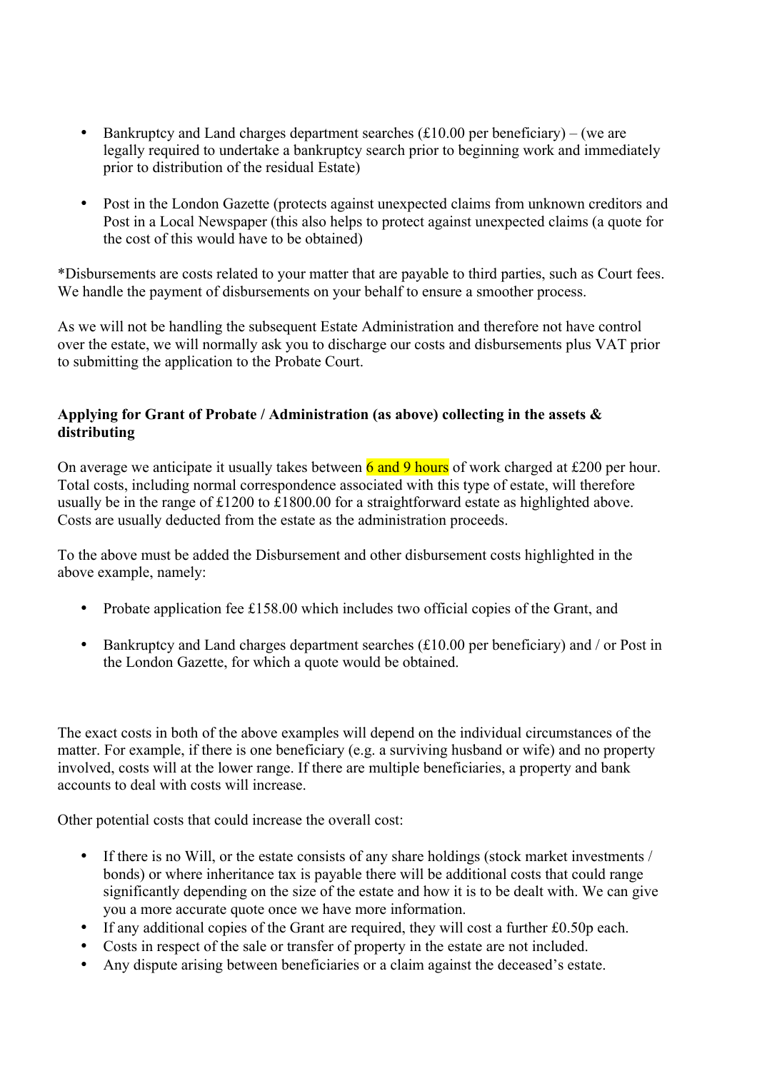- Bankruptcy and Land charges department searches (£10.00 per beneficiary) – (we are legally required to undertake a bankruptcy search prior to beginning work and immediately prior to distribution of the residual Estate)

- Post in the London Gazette (protects against unexpected claims from unknown creditors and Post in a Local Newspaper (this also helps to protect against unexpected claims (a quote for the cost of this would have to be obtained)

*Disbursements are costs related to your matter that are payable to third parties, such as Court fees. We handle the payment of disbursements on your behalf to ensure a smoother process.

As we will not be handling the subsequent Estate Administration and therefore not have control over the estate, we will normally ask you to discharge our costs and disbursements plus VAT prior to submitting the application to the Probate Court.

**Applying for Grant of Probate / Administration (as above) collecting in the assets & distributing**

On average we anticipate it usually takes between 6 and 9 hours of work charged at £200 per hour. Total costs, including normal correspondence associated with this type of estate, will therefore usually be in the range of £1200 to £1800.00 for a straightforward estate as highlighted above. Costs are usually deducted from the estate as the administration proceeds.

To the above must be added the Disbursement and other disbursement costs highlighted in the above example, namely:

- Probate application fee £158.00 which includes two official copies of the Grant, and

- Bankruptcy and Land charges department searches (£10.00 per beneficiary) and / or Post in the London Gazette, for which a quote would be obtained.

The exact costs in both of the above examples will depend on the individual circumstances of the matter. For example, if there is one beneficiary (e.g. a surviving husband or wife) and no property involved, costs will at the lower range. If there are multiple beneficiaries, a property and bank accounts to deal with costs will increase.

Other potential costs that could increase the overall cost:

- If there is no Will, or the estate consists of any share holdings (stock market investments / bonds) or where inheritance tax is payable there will be additional costs that could range significantly depending on the size of the estate and how it is to be dealt with. We can give you a more accurate quote once we have more information.
- If any additional copies of the Grant are required, they will cost a further £0.50p each.
- Costs in respect of the sale or transfer of property in the estate are not included.
- Any dispute arising between beneficiaries or a claim against the deceased's estate.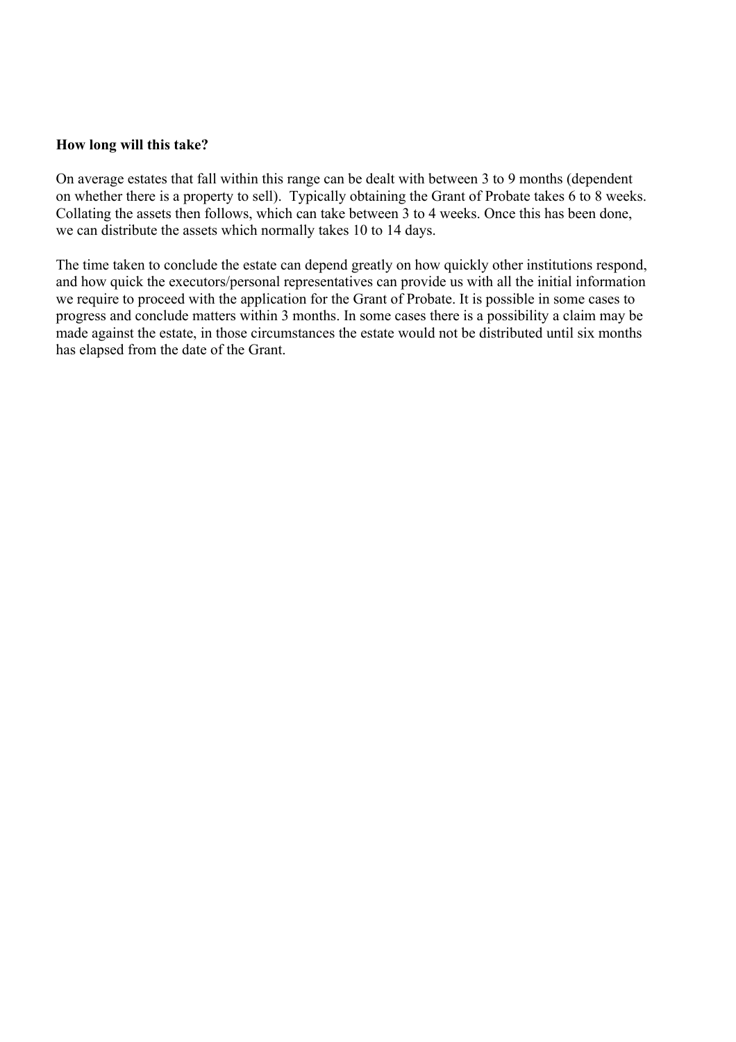**How long will this take?**

On average estates that fall within this range can be dealt with between 3 to 9 months (dependent on whether there is a property to sell). Typically obtaining the Grant of Probate takes 6 to 8 weeks. Collating the assets then follows, which can take between 3 to 4 weeks. Once this has been done, we can distribute the assets which normally takes 10 to 14 days.

The time taken to conclude the estate can depend greatly on how quickly other institutions respond, and how quick the executors/personal representatives can provide us with all the initial information we require to proceed with the application for the Grant of Probate. It is possible in some cases to progress and conclude matters within 3 months. In some cases there is a possibility a claim may be made against the estate, in those circumstances the estate would not be distributed until six months has elapsed from the date of the Grant.